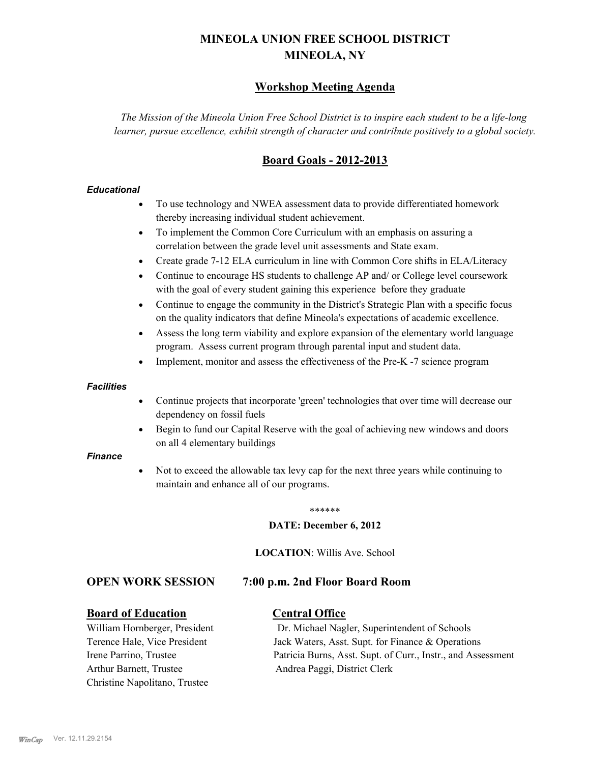# MINEOLA UNION FREE SCHOOL DISTRICT
# MINEOLA, NY

## Workshop Meeting Agenda

*The Mission of the Mineola Union Free School District is to inspire each student to be a life-long learner, pursue excellence, exhibit strength of character and contribute positively to a global society.*

## Board Goals - 2012-2013

***Educational***

- To use technology and NWEA assessment data to provide differentiated homework thereby increasing individual student achievement.
- To implement the Common Core Curriculum with an emphasis on assuring a correlation between the grade level unit assessments and State exam.
- Create grade 7-12 ELA curriculum in line with Common Core shifts in ELA/Literacy
- Continue to encourage HS students to challenge AP and/ or College level coursework with the goal of every student gaining this experience before they graduate
- Continue to engage the community in the District's Strategic Plan with a specific focus on the quality indicators that define Mineola's expectations of academic excellence.
- Assess the long term viability and explore expansion of the elementary world language program. Assess current program through parental input and student data.
- Implement, monitor and assess the effectiveness of the Pre-K -7 science program

***Facilities***

- Continue projects that incorporate 'green' technologies that over time will decrease our dependency on fossil fuels
- Begin to fund our Capital Reserve with the goal of achieving new windows and doors on all 4 elementary buildings

***Finance***

- Not to exceed the allowable tax levy cap for the next three years while continuing to maintain and enhance all of our programs.

******

**DATE: December 6, 2012**

**LOCATION**: Willis Ave. School

**OPEN WORK SESSION 7:00 p.m. 2nd Floor Board Room**

**Board of Education**

William Hornberger, President
Terence Hale, Vice President
Irene Parrino, Trustee
Arthur Barnett, Trustee
Christine Napolitano, Trustee

**Central Office**

Dr. Michael Nagler, Superintendent of Schools
Jack Waters, Asst. Supt. for Finance & Operations
Patricia Burns, Asst. Supt. of Curr., Instr., and Assessment
Andrea Paggi, District Clerk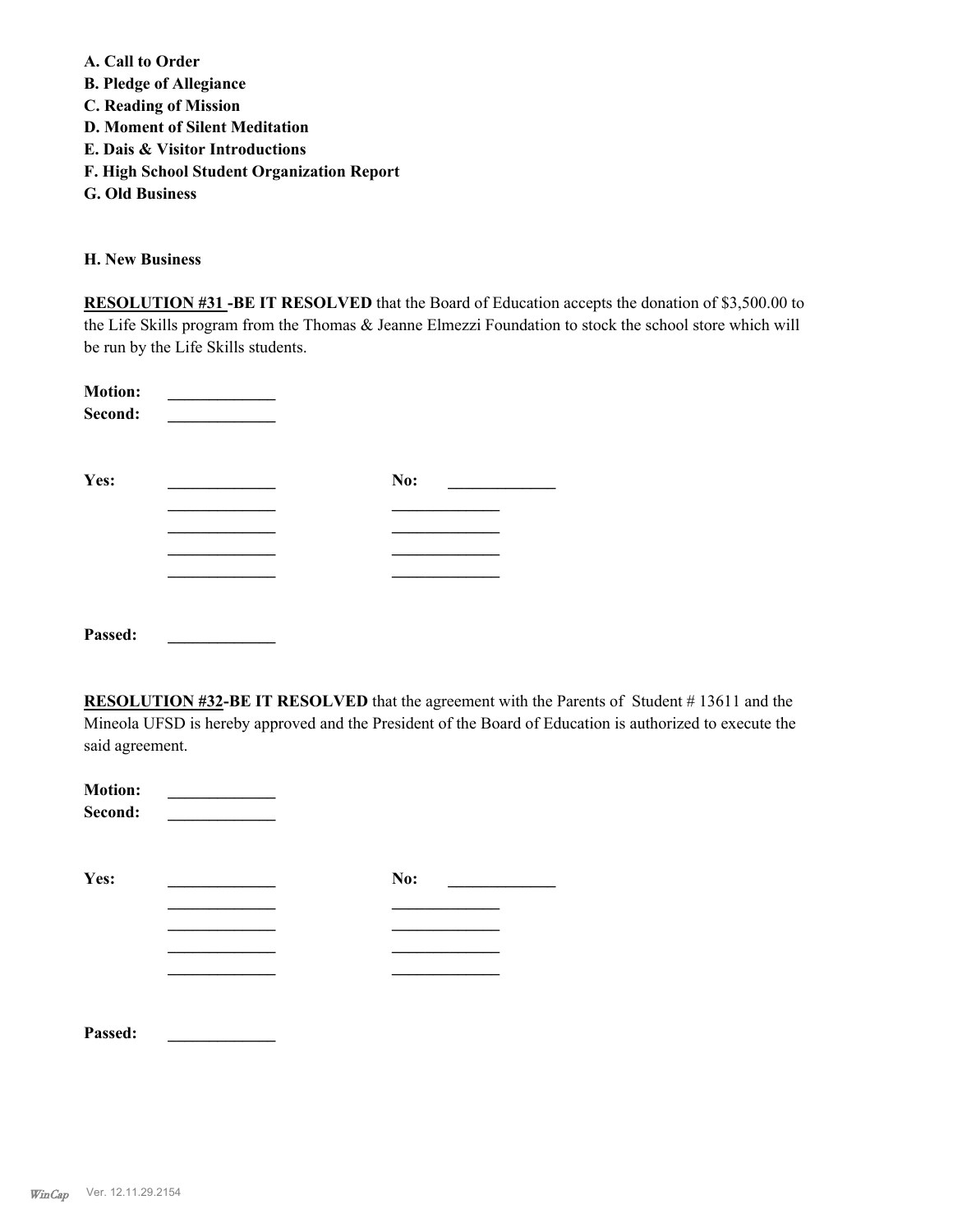**A. Call to Order**
**B. Pledge of Allegiance**
**C. Reading of Mission**
**D. Moment of Silent Meditation**
**E. Dais & Visitor Introductions**
**F. High School Student Organization Report**
**G. Old Business**

**H. New Business**

**RESOLUTION #31 -BE IT RESOLVED** that the Board of Education accepts the donation of $3,500.00 to the Life Skills program from the Thomas & Jeanne Elmezzi Foundation to stock the school store which will be run by the Life Skills students.

**Motion:** _____________
**Second:** _____________

**Yes:** _____________ **No:** _____________
_____________ _____________
_____________ _____________
_____________ _____________
_____________ _____________

**Passed:** _____________

**RESOLUTION #32-BE IT RESOLVED** that the agreement with the Parents of Student # 13611 and the Mineola UFSD is hereby approved and the President of the Board of Education is authorized to execute the said agreement.

**Motion:** _____________
**Second:** _____________

**Yes:** _____________ **No:** _____________
_____________ _____________
_____________ _____________
_____________ _____________
_____________ _____________

**Passed:** _____________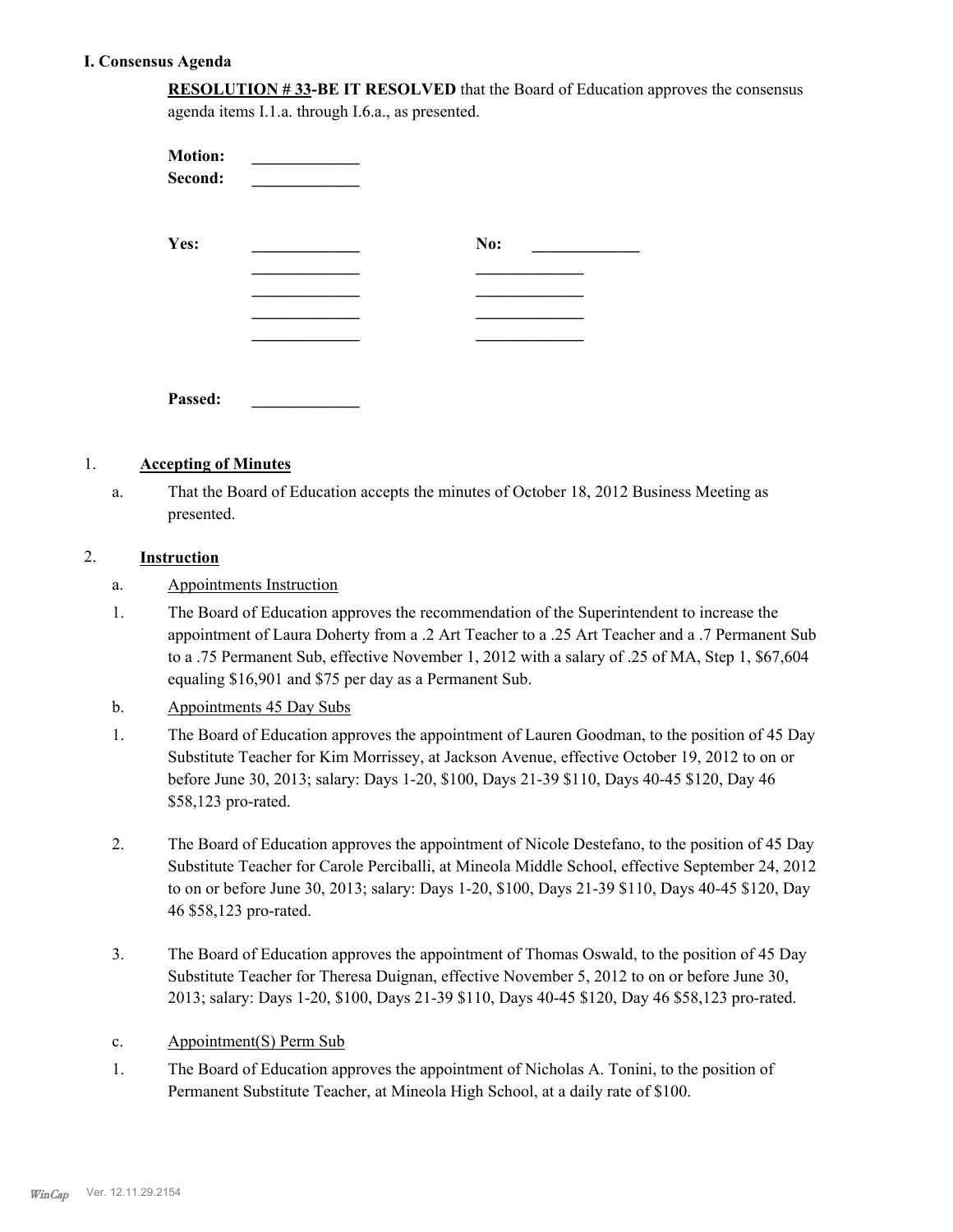## I. Consensus Agenda

**RESOLUTION # 33-BE IT RESOLVED** that the Board of Education approves the consensus agenda items I.1.a. through I.6.a., as presented.

**Motion:** _____________
**Second:** _____________

**Yes:** _____________ **No:** _____________
_____________ _____________
_____________ _____________
_____________ _____________
_____________ _____________

**Passed:** _____________

1. **Accepting of Minutes**

   a. That the Board of Education accepts the minutes of October 18, 2012 Business Meeting as presented.

2. **Instruction**

   a. Appointments Instruction

   1. The Board of Education approves the recommendation of the Superintendent to increase the appointment of Laura Doherty from a .2 Art Teacher to a .25 Art Teacher and a .7 Permanent Sub to a .75 Permanent Sub, effective November 1, 2012 with a salary of .25 of MA, Step 1, $67,604 equaling $16,901 and $75 per day as a Permanent Sub.

   b. Appointments 45 Day Subs

   1. The Board of Education approves the appointment of Lauren Goodman, to the position of 45 Day Substitute Teacher for Kim Morrissey, at Jackson Avenue, effective October 19, 2012 to on or before June 30, 2013; salary: Days 1-20, $100, Days 21-39 $110, Days 40-45 $120, Day 46 $58,123 pro-rated.

   2. The Board of Education approves the appointment of Nicole Destefano, to the position of 45 Day Substitute Teacher for Carole Perciballi, at Mineola Middle School, effective September 24, 2012 to on or before June 30, 2013; salary: Days 1-20, $100, Days 21-39 $110, Days 40-45 $120, Day 46 $58,123 pro-rated.

   3. The Board of Education approves the appointment of Thomas Oswald, to the position of 45 Day Substitute Teacher for Theresa Duignan, effective November 5, 2012 to on or before June 30, 2013; salary: Days 1-20, $100, Days 21-39 $110, Days 40-45 $120, Day 46 $58,123 pro-rated.

   c. Appointment(S) Perm Sub

   1. The Board of Education approves the appointment of Nicholas A. Tonini, to the position of Permanent Substitute Teacher, at Mineola High School, at a daily rate of $100.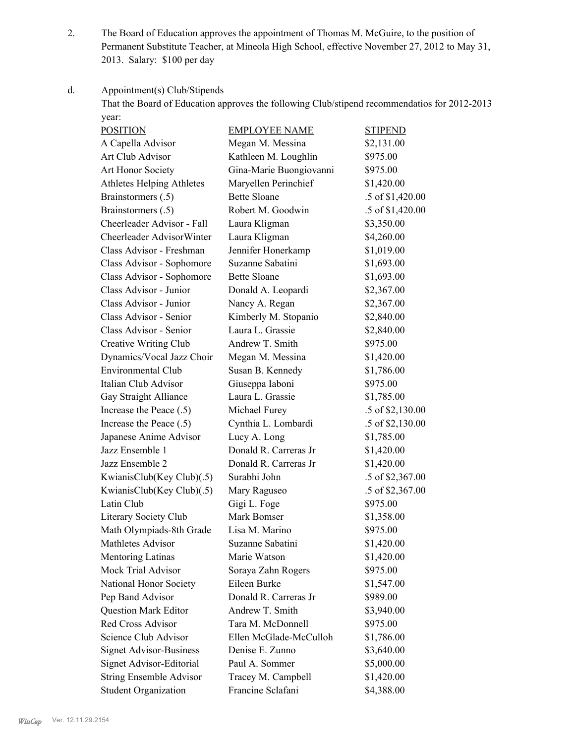2. The Board of Education approves the appointment of Thomas M. McGuire, to the position of Permanent Substitute Teacher, at Mineola High School, effective November 27, 2012 to May 31, 2013. Salary: $100 per day

d. Appointment(s) Club/Stipends

That the Board of Education approves the following Club/stipend recommendatios for 2012-2013 year:

| POSITION | EMPLOYEE NAME | STIPEND |
|---|---|---|
| A Capella Advisor | Megan M. Messina | $2,131.00 |
| Art Club Advisor | Kathleen M. Loughlin | $975.00 |
| Art Honor Society | Gina-Marie Buongiovanni | $975.00 |
| Athletes Helping Athletes | Maryellen Perinchief | $1,420.00 |
| Brainstormers (.5) | Bette Sloane | .5 of $1,420.00 |
| Brainstormers (.5) | Robert M. Goodwin | .5 of $1,420.00 |
| Cheerleader Advisor - Fall | Laura Kligman | $3,350.00 |
| Cheerleader AdvisorWinter | Laura Kligman | $4,260.00 |
| Class Advisor - Freshman | Jennifer Honerkamp | $1,019.00 |
| Class Advisor - Sophomore | Suzanne Sabatini | $1,693.00 |
| Class Advisor - Sophomore | Bette Sloane | $1,693.00 |
| Class Advisor - Junior | Donald A. Leopardi | $2,367.00 |
| Class Advisor - Junior | Nancy A. Regan | $2,367.00 |
| Class Advisor - Senior | Kimberly M. Stopanio | $2,840.00 |
| Class Advisor - Senior | Laura L. Grassie | $2,840.00 |
| Creative Writing Club | Andrew T. Smith | $975.00 |
| Dynamics/Vocal Jazz Choir | Megan M. Messina | $1,420.00 |
| Environmental Club | Susan B. Kennedy | $1,786.00 |
| Italian Club Advisor | Giuseppa Iaboni | $975.00 |
| Gay Straight Alliance | Laura L. Grassie | $1,785.00 |
| Increase the Peace (.5) | Michael Furey | .5 of $2,130.00 |
| Increase the Peace (.5) | Cynthia L. Lombardi | .5 of $2,130.00 |
| Japanese Anime Advisor | Lucy A. Long | $1,785.00 |
| Jazz Ensemble 1 | Donald R. Carreras Jr | $1,420.00 |
| Jazz Ensemble 2 | Donald R. Carreras Jr | $1,420.00 |
| KwianisClub(Key Club)(.5) | Surabhi John | .5 of $2,367.00 |
| KwianisClub(Key Club)(.5) | Mary Raguseo | .5 of $2,367.00 |
| Latin Club | Gigi L. Foge | $975.00 |
| Literary Society Club | Mark Bomser | $1,358.00 |
| Math Olympiads-8th Grade | Lisa M. Marino | $975.00 |
| Mathletes Advisor | Suzanne Sabatini | $1,420.00 |
| Mentoring Latinas | Marie Watson | $1,420.00 |
| Mock Trial Advisor | Soraya Zahn Rogers | $975.00 |
| National Honor Society | Eileen Burke | $1,547.00 |
| Pep Band Advisor | Donald R. Carreras Jr | $989.00 |
| Question Mark Editor | Andrew T. Smith | $3,940.00 |
| Red Cross Advisor | Tara M. McDonnell | $975.00 |
| Science Club Advisor | Ellen McGlade-McCulloh | $1,786.00 |
| Signet Advisor-Business | Denise E. Zunno | $3,640.00 |
| Signet Advisor-Editorial | Paul A. Sommer | $5,000.00 |
| String Ensemble Advisor | Tracey M. Campbell | $1,420.00 |
| Student Organization | Francine Sclafani | $4,388.00 |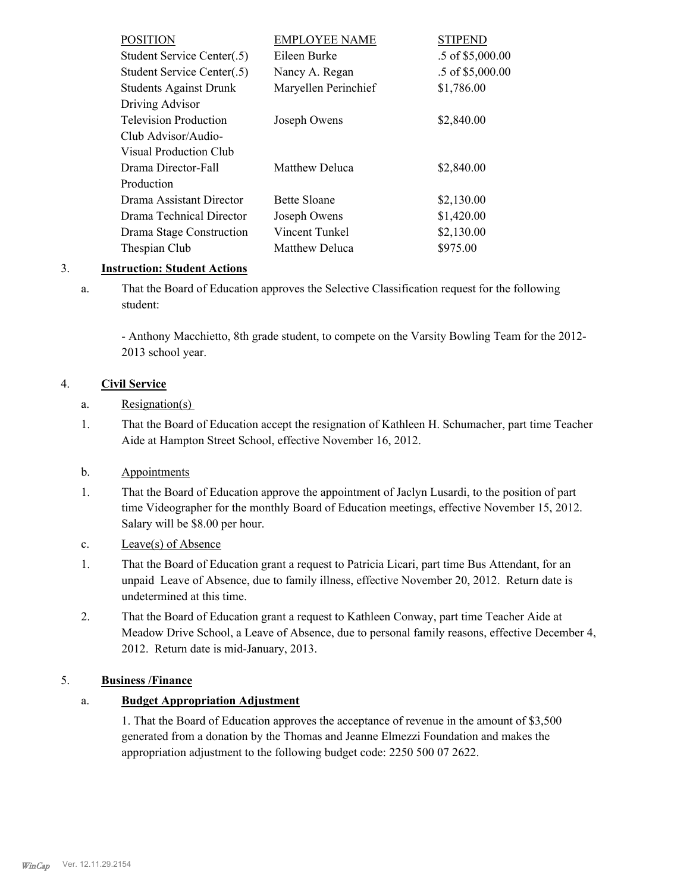| POSITION | EMPLOYEE NAME | STIPEND |
|---|---|---|
| Student Service Center(.5) | Eileen Burke | .5 of $5,000.00 |
| Student Service Center(.5) | Nancy A. Regan | .5 of $5,000.00 |
| Students Against Drunk Driving Advisor | Maryellen Perinchief | $1,786.00 |
| Television Production Club Advisor/Audio-Visual Production Club | Joseph Owens | $2,840.00 |
| Drama Director-Fall Production | Matthew Deluca | $2,840.00 |
| Drama Assistant Director | Bette Sloane | $2,130.00 |
| Drama Technical Director | Joseph Owens | $1,420.00 |
| Drama Stage Construction | Vincent Tunkel | $2,130.00 |
| Thespian Club | Matthew Deluca | $975.00 |

3. **Instruction: Student Actions**

a. That the Board of Education approves the Selective Classification request for the following student:

- Anthony Macchietto, 8th grade student, to compete on the Varsity Bowling Team for the 2012-2013 school year.

4. **Civil Service**

a. Resignation(s)

1. That the Board of Education accept the resignation of Kathleen H. Schumacher, part time Teacher Aide at Hampton Street School, effective November 16, 2012.

b. Appointments

1. That the Board of Education approve the appointment of Jaclyn Lusardi, to the position of part time Videographer for the monthly Board of Education meetings, effective November 15, 2012. Salary will be $8.00 per hour.

c. Leave(s) of Absence

1. That the Board of Education grant a request to Patricia Licari, part time Bus Attendant, for an unpaid Leave of Absence, due to family illness, effective November 20, 2012. Return date is undetermined at this time.

2. That the Board of Education grant a request to Kathleen Conway, part time Teacher Aide at Meadow Drive School, a Leave of Absence, due to personal family reasons, effective December 4, 2012. Return date is mid-January, 2013.

5. **Business /Finance**

a. **Budget Appropriation Adjustment**

1. That the Board of Education approves the acceptance of revenue in the amount of $3,500 generated from a donation by the Thomas and Jeanne Elmezzi Foundation and makes the appropriation adjustment to the following budget code: 2250 500 07 2622.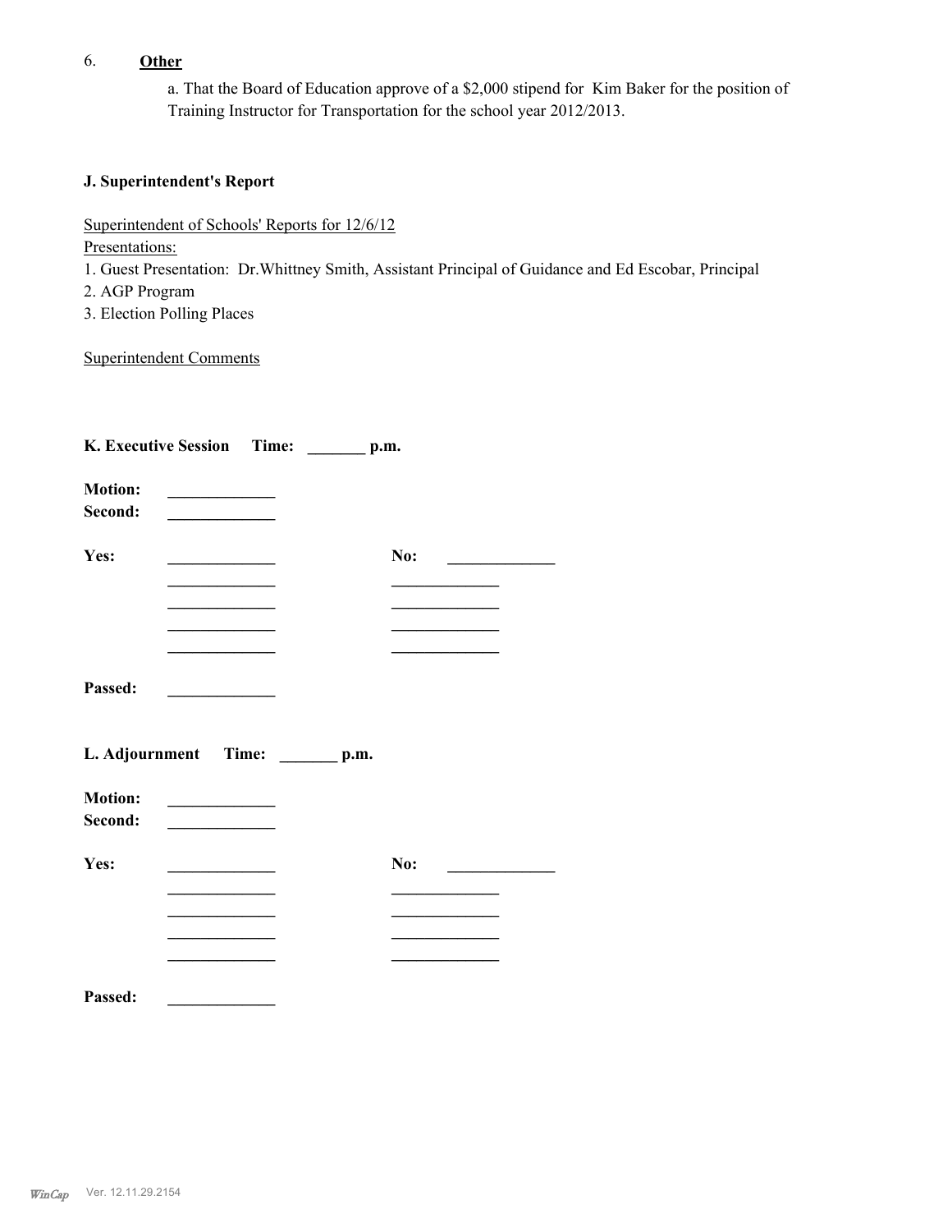6. **Other**

a. That the Board of Education approve of a $2,000 stipend for Kim Baker for the position of Training Instructor for Transportation for the school year 2012/2013.

**J. Superintendent's Report**

Superintendent of Schools' Reports for 12/6/12

Presentations:

1. Guest Presentation: Dr.Whittney Smith, Assistant Principal of Guidance and Ed Escobar, Principal
2. AGP Program
3. Election Polling Places

Superintendent Comments

**K. Executive Session Time: _______ p.m.**

**Motion:** _____________

**Second:** _____________

| | | | |
|---|---|---|---|
| **Yes:** | _____________ | **No:** | _____________ |
| | _____________ | | _____________ |
| | _____________ | | _____________ |
| | _____________ | | _____________ |
| | _____________ | | _____________ |

**Passed:** _____________

**L. Adjournment Time: _______ p.m.**

**Motion:** _____________

**Second:** _____________

| | | | |
|---|---|---|---|
| **Yes:** | _____________ | **No:** | _____________ |
| | _____________ | | _____________ |
| | _____________ | | _____________ |
| | _____________ | | _____________ |
| | _____________ | | _____________ |

**Passed:** _____________